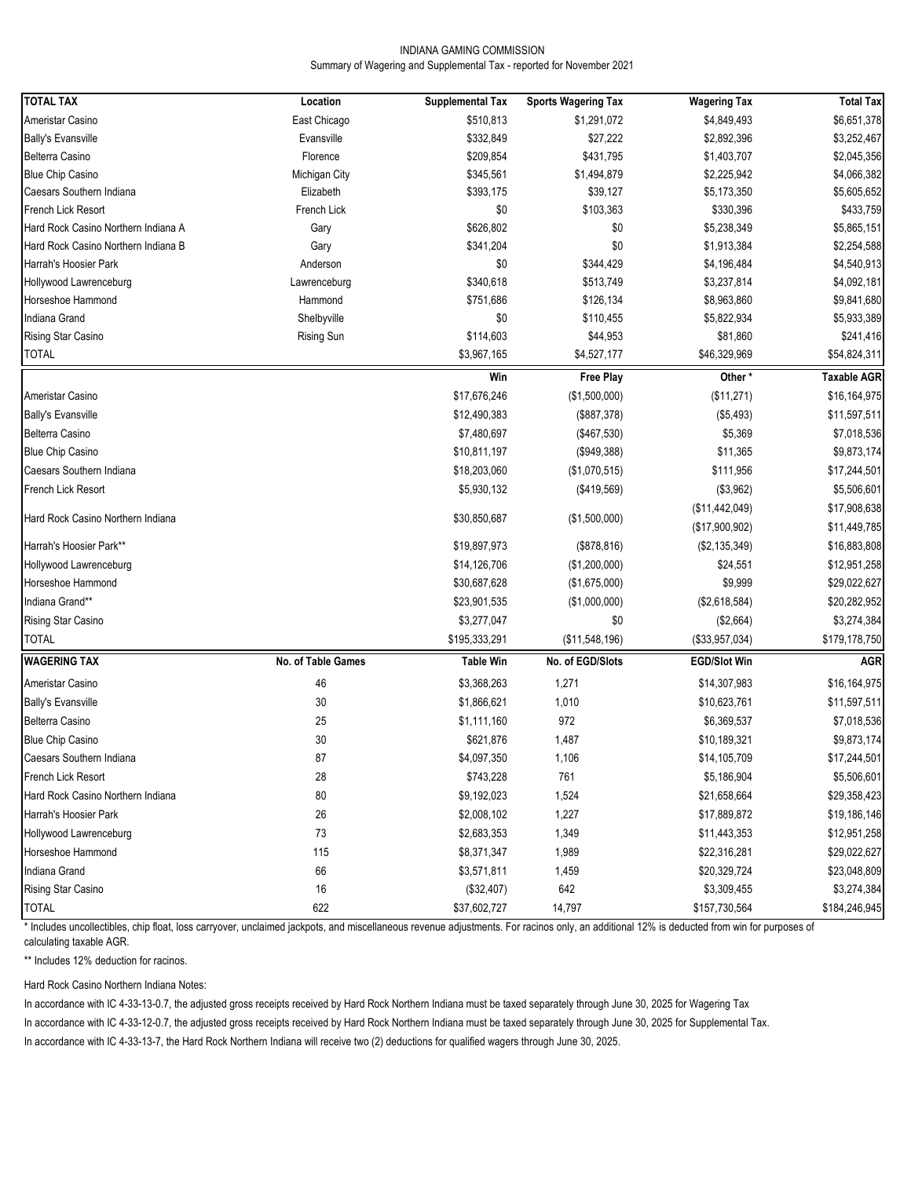INDIANA GAMING COMMISSION

Summary of Wagering and Supplemental Tax - reported for November 2021

| TOTAL TAX | Location | Supplemental Tax | Sports Wagering Tax | Wagering Tax | Total Tax |
|---|---|---|---|---|---|
| Ameristar Casino | East Chicago | $510,813 | $1,291,072 | $4,849,493 | $6,651,378 |
| Bally's Evansville | Evansville | $332,849 | $27,222 | $2,892,396 | $3,252,467 |
| Belterra Casino | Florence | $209,854 | $431,795 | $1,403,707 | $2,045,356 |
| Blue Chip Casino | Michigan City | $345,561 | $1,494,879 | $2,225,942 | $4,066,382 |
| Caesars Southern Indiana | Elizabeth | $393,175 | $39,127 | $5,173,350 | $5,605,652 |
| French Lick Resort | French Lick | $0 | $103,363 | $330,396 | $433,759 |
| Hard Rock Casino Northern Indiana A | Gary | $626,802 | $0 | $5,238,349 | $5,865,151 |
| Hard Rock Casino Northern Indiana B | Gary | $341,204 | $0 | $1,913,384 | $2,254,588 |
| Harrah's Hoosier Park | Anderson | $0 | $344,429 | $4,196,484 | $4,540,913 |
| Hollywood Lawrenceburg | Lawrenceburg | $340,618 | $513,749 | $3,237,814 | $4,092,181 |
| Horseshoe Hammond | Hammond | $751,686 | $126,134 | $8,963,860 | $9,841,680 |
| Indiana Grand | Shelbyville | $0 | $110,455 | $5,822,934 | $5,933,389 |
| Rising Star Casino | Rising Sun | $114,603 | $44,953 | $81,860 | $241,416 |
| TOTAL | | $3,967,165 | $4,527,177 | $46,329,969 | $54,824,311 |

| | Win | Free Play | Other * | Taxable AGR |
|---|---|---|---|---|
| Ameristar Casino | $17,676,246 | ($1,500,000) | ($11,271) | $16,164,975 |
| Bally's Evansville | $12,490,383 | ($887,378) | ($5,493) | $11,597,511 |
| Belterra Casino | $7,480,697 | ($467,530) | $5,369 | $7,018,536 |
| Blue Chip Casino | $10,811,197 | ($949,388) | $11,365 | $9,873,174 |
| Caesars Southern Indiana | $18,203,060 | ($1,070,515) | $111,956 | $17,244,501 |
| French Lick Resort | $5,930,132 | ($419,569) | ($3,962) | $5,506,601 |
| Hard Rock Casino Northern Indiana | $30,850,687 | ($1,500,000) | ($11,442,049) | $17,908,638 |
| | | | ($17,900,902) | $11,449,785 |
| Harrah's Hoosier Park** | $19,897,973 | ($878,816) | ($2,135,349) | $16,883,808 |
| Hollywood Lawrenceburg | $14,126,706 | ($1,200,000) | $24,551 | $12,951,258 |
| Horseshoe Hammond | $30,687,628 | ($1,675,000) | $9,999 | $29,022,627 |
| Indiana Grand** | $23,901,535 | ($1,000,000) | ($2,618,584) | $20,282,952 |
| Rising Star Casino | $3,277,047 | $0 | ($2,664) | $3,274,384 |
| TOTAL | $195,333,291 | ($11,548,196) | ($33,957,034) | $179,178,750 |

| WAGERING TAX | No. of Table Games | Table Win | No. of EGD/Slots | EGD/Slot Win | AGR |
|---|---|---|---|---|---|
| Ameristar Casino | 46 | $3,368,263 | 1,271 | $14,307,983 | $16,164,975 |
| Bally's Evansville | 30 | $1,866,621 | 1,010 | $10,623,761 | $11,597,511 |
| Belterra Casino | 25 | $1,111,160 | 972 | $6,369,537 | $7,018,536 |
| Blue Chip Casino | 30 | $621,876 | 1,487 | $10,189,321 | $9,873,174 |
| Caesars Southern Indiana | 87 | $4,097,350 | 1,106 | $14,105,709 | $17,244,501 |
| French Lick Resort | 28 | $743,228 | 761 | $5,186,904 | $5,506,601 |
| Hard Rock Casino Northern Indiana | 80 | $9,192,023 | 1,524 | $21,658,664 | $29,358,423 |
| Harrah's Hoosier Park | 26 | $2,008,102 | 1,227 | $17,889,872 | $19,186,146 |
| Hollywood Lawrenceburg | 73 | $2,683,353 | 1,349 | $11,443,353 | $12,951,258 |
| Horseshoe Hammond | 115 | $8,371,347 | 1,989 | $22,316,281 | $29,022,627 |
| Indiana Grand | 66 | $3,571,811 | 1,459 | $20,329,724 | $23,048,809 |
| Rising Star Casino | 16 | ($32,407) | 642 | $3,309,455 | $3,274,384 |
| TOTAL | 622 | $37,602,727 | 14,797 | $157,730,564 | $184,246,945 |

* Includes uncollectibles, chip float, loss carryover, unclaimed jackpots, and miscellaneous revenue adjustments. For racinos only, an additional 12% is deducted from win for purposes of calculating taxable AGR.

** Includes 12% deduction for racinos.

Hard Rock Casino Northern Indiana Notes:

In accordance with IC 4-33-13-0.7, the adjusted gross receipts received by Hard Rock Northern Indiana must be taxed separately through June 30, 2025 for Wagering Tax

In accordance with IC 4-33-12-0.7, the adjusted gross receipts received by Hard Rock Northern Indiana must be taxed separately through June 30, 2025 for Supplemental Tax.

In accordance with IC 4-33-13-7, the Hard Rock Northern Indiana will receive two (2) deductions for qualified wagers through June 30, 2025.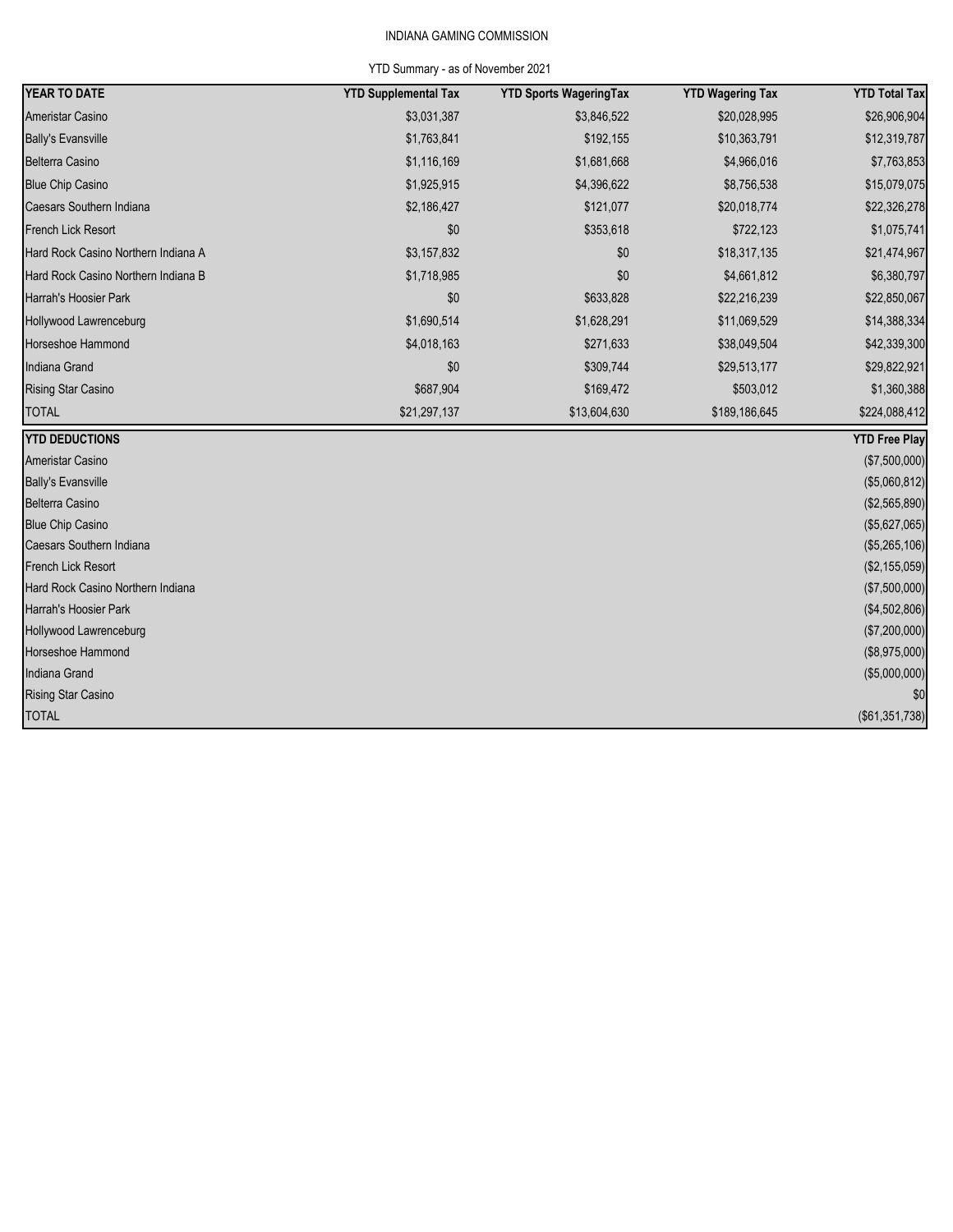INDIANA GAMING COMMISSION

YTD Summary - as of November 2021

| YEAR TO DATE | YTD Supplemental Tax | YTD Sports WageringTax | YTD Wagering Tax | YTD Total Tax |
|---|---|---|---|---|
| Ameristar Casino | $3,031,387 | $3,846,522 | $20,028,995 | $26,906,904 |
| Bally's Evansville | $1,763,841 | $192,155 | $10,363,791 | $12,319,787 |
| Belterra Casino | $1,116,169 | $1,681,668 | $4,966,016 | $7,763,853 |
| Blue Chip Casino | $1,925,915 | $4,396,622 | $8,756,538 | $15,079,075 |
| Caesars Southern Indiana | $2,186,427 | $121,077 | $20,018,774 | $22,326,278 |
| French Lick Resort | $0 | $353,618 | $722,123 | $1,075,741 |
| Hard Rock Casino Northern Indiana A | $3,157,832 | $0 | $18,317,135 | $21,474,967 |
| Hard Rock Casino Northern Indiana B | $1,718,985 | $0 | $4,661,812 | $6,380,797 |
| Harrah's Hoosier Park | $0 | $633,828 | $22,216,239 | $22,850,067 |
| Hollywood Lawrenceburg | $1,690,514 | $1,628,291 | $11,069,529 | $14,388,334 |
| Horseshoe Hammond | $4,018,163 | $271,633 | $38,049,504 | $42,339,300 |
| Indiana Grand | $0 | $309,744 | $29,513,177 | $29,822,921 |
| Rising Star Casino | $687,904 | $169,472 | $503,012 | $1,360,388 |
| TOTAL | $21,297,137 | $13,604,630 | $189,186,645 | $224,088,412 |

| YTD DEDUCTIONS | YTD Free Play |
|---|---|
| Ameristar Casino | ($7,500,000) |
| Bally's Evansville | ($5,060,812) |
| Belterra Casino | ($2,565,890) |
| Blue Chip Casino | ($5,627,065) |
| Caesars Southern Indiana | ($5,265,106) |
| French Lick Resort | ($2,155,059) |
| Hard Rock Casino Northern Indiana | ($7,500,000) |
| Harrah's Hoosier Park | ($4,502,806) |
| Hollywood Lawrenceburg | ($7,200,000) |
| Horseshoe Hammond | ($8,975,000) |
| Indiana Grand | ($5,000,000) |
| Rising Star Casino | $0 |
| TOTAL | ($61,351,738) |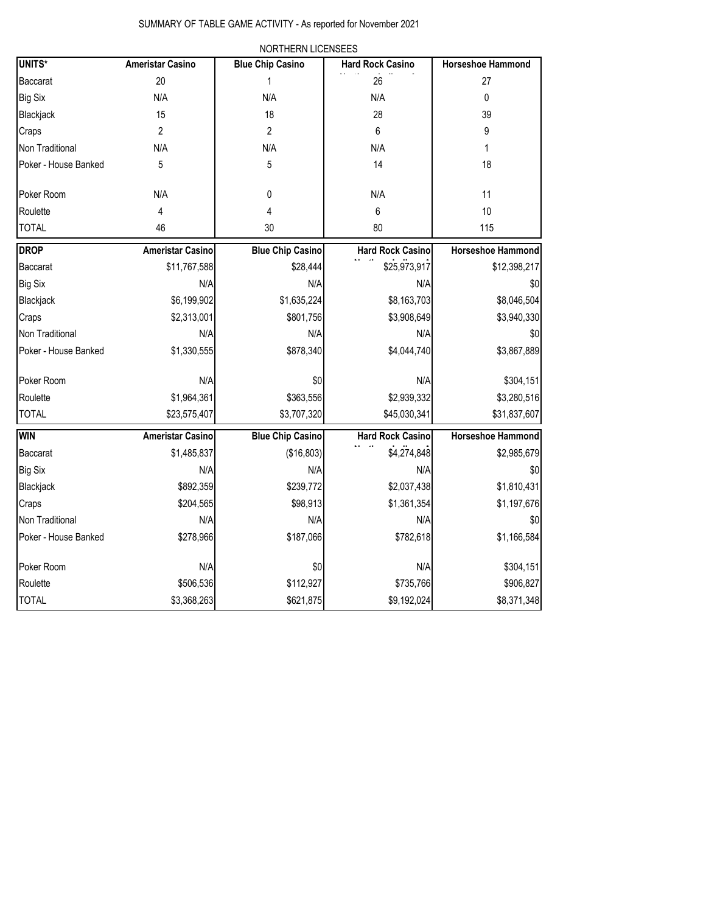SUMMARY OF TABLE GAME ACTIVITY - As reported for November 2021

NORTHERN LICENSEES

| UNITS* | Ameristar Casino | Blue Chip Casino | Hard Rock Casino | Horseshoe Hammond |
|---|---|---|---|---|
| Baccarat | 20 | 1 | 26 | 27 |
| Big Six | N/A | N/A | N/A | 0 |
| Blackjack | 15 | 18 | 28 | 39 |
| Craps | 2 | 2 | 6 | 9 |
| Non Traditional | N/A | N/A | N/A | 1 |
| Poker - House Banked | 5 | 5 | 14 | 18 |
| Poker Room | N/A | 0 | N/A | 11 |
| Roulette | 4 | 4 | 6 | 10 |
| TOTAL | 46 | 30 | 80 | 115 |

| DROP | Ameristar Casino | Blue Chip Casino | Hard Rock Casino | Horseshoe Hammond |
|---|---|---|---|---|
| Baccarat | $11,767,588 | $28,444 | $25,973,917 | $12,398,217 |
| Big Six | N/A | N/A | N/A | $0 |
| Blackjack | $6,199,902 | $1,635,224 | $8,163,703 | $8,046,504 |
| Craps | $2,313,001 | $801,756 | $3,908,649 | $3,940,330 |
| Non Traditional | N/A | N/A | N/A | $0 |
| Poker - House Banked | $1,330,555 | $878,340 | $4,044,740 | $3,867,889 |
| Poker Room | N/A | $0 | N/A | $304,151 |
| Roulette | $1,964,361 | $363,556 | $2,939,332 | $3,280,516 |
| TOTAL | $23,575,407 | $3,707,320 | $45,030,341 | $31,837,607 |

| WIN | Ameristar Casino | Blue Chip Casino | Hard Rock Casino | Horseshoe Hammond |
|---|---|---|---|---|
| Baccarat | $1,485,837 | ($16,803) | $4,274,848 | $2,985,679 |
| Big Six | N/A | N/A | N/A | $0 |
| Blackjack | $892,359 | $239,772 | $2,037,438 | $1,810,431 |
| Craps | $204,565 | $98,913 | $1,361,354 | $1,197,676 |
| Non Traditional | N/A | N/A | N/A | $0 |
| Poker - House Banked | $278,966 | $187,066 | $782,618 | $1,166,584 |
| Poker Room | N/A | $0 | N/A | $304,151 |
| Roulette | $506,536 | $112,927 | $735,766 | $906,827 |
| TOTAL | $3,368,263 | $621,875 | $9,192,024 | $8,371,348 |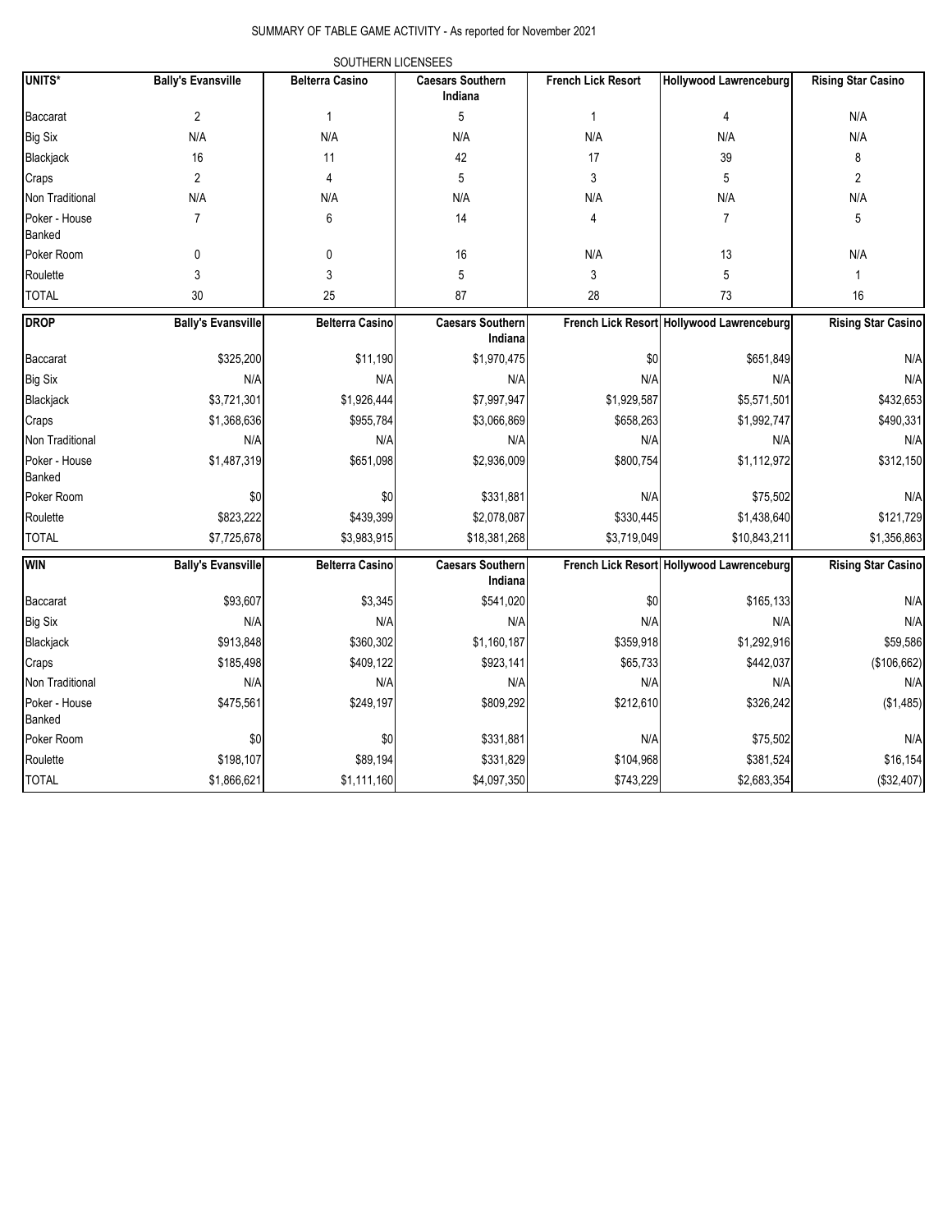SUMMARY OF TABLE GAME ACTIVITY - As reported for November 2021

SOUTHERN LICENSEES

| UNITS* | Bally's Evansville | Belterra Casino | Caesars Southern Indiana | French Lick Resort | Hollywood Lawrenceburg | Rising Star Casino |
|---|---|---|---|---|---|---|
| Baccarat | 2 | 1 | 5 | 1 | 4 | N/A |
| Big Six | N/A | N/A | N/A | N/A | N/A | N/A |
| Blackjack | 16 | 11 | 42 | 17 | 39 | 8 |
| Craps | 2 | 4 | 5 | 3 | 5 | 2 |
| Non Traditional | N/A | N/A | N/A | N/A | N/A | N/A |
| Poker - House Banked | 7 | 6 | 14 | 4 | 7 | 5 |
| Poker Room | 0 | 0 | 16 | N/A | 13 | N/A |
| Roulette | 3 | 3 | 5 | 3 | 5 | 1 |
| TOTAL | 30 | 25 | 87 | 28 | 73 | 16 |

| DROP | Bally's Evansville | Belterra Casino | Caesars Southern Indiana | French Lick Resort | Hollywood Lawrenceburg | Rising Star Casino |
|---|---|---|---|---|---|---|
| Baccarat | $325,200 | $11,190 | $1,970,475 | $0 | $651,849 | N/A |
| Big Six | N/A | N/A | N/A | N/A | N/A | N/A |
| Blackjack | $3,721,301 | $1,926,444 | $7,997,947 | $1,929,587 | $5,571,501 | $432,653 |
| Craps | $1,368,636 | $955,784 | $3,066,869 | $658,263 | $1,992,747 | $490,331 |
| Non Traditional | N/A | N/A | N/A | N/A | N/A | N/A |
| Poker - House Banked | $1,487,319 | $651,098 | $2,936,009 | $800,754 | $1,112,972 | $312,150 |
| Poker Room | $0 | $0 | $331,881 | N/A | $75,502 | N/A |
| Roulette | $823,222 | $439,399 | $2,078,087 | $330,445 | $1,438,640 | $121,729 |
| TOTAL | $7,725,678 | $3,983,915 | $18,381,268 | $3,719,049 | $10,843,211 | $1,356,863 |

| WIN | Bally's Evansville | Belterra Casino | Caesars Southern Indiana | French Lick Resort | Hollywood Lawrenceburg | Rising Star Casino |
|---|---|---|---|---|---|---|
| Baccarat | $93,607 | $3,345 | $541,020 | $0 | $165,133 | N/A |
| Big Six | N/A | N/A | N/A | N/A | N/A | N/A |
| Blackjack | $913,848 | $360,302 | $1,160,187 | $359,918 | $1,292,916 | $59,586 |
| Craps | $185,498 | $409,122 | $923,141 | $65,733 | $442,037 | ($106,662) |
| Non Traditional | N/A | N/A | N/A | N/A | N/A | N/A |
| Poker - House Banked | $475,561 | $249,197 | $809,292 | $212,610 | $326,242 | ($1,485) |
| Poker Room | $0 | $0 | $331,881 | N/A | $75,502 | N/A |
| Roulette | $198,107 | $89,194 | $331,829 | $104,968 | $381,524 | $16,154 |
| TOTAL | $1,866,621 | $1,111,160 | $4,097,350 | $743,229 | $2,683,354 | ($32,407) |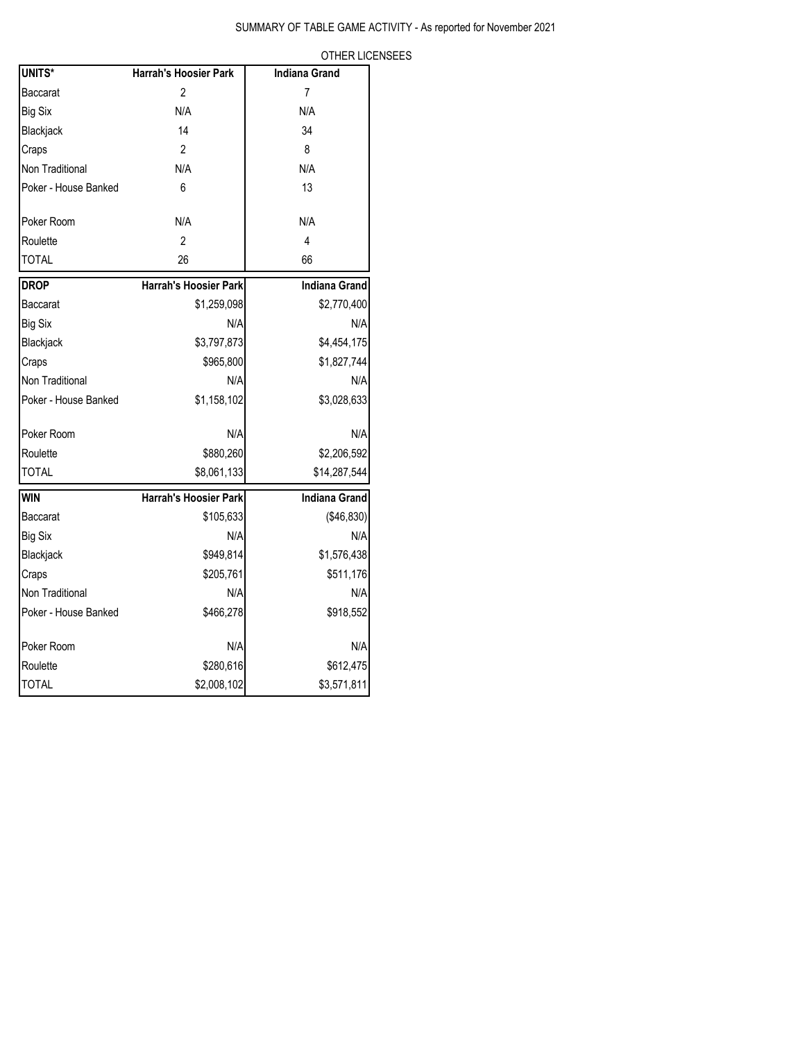SUMMARY OF TABLE GAME ACTIVITY - As reported for November 2021

OTHER LICENSEES

| UNITS* | Harrah's Hoosier Park | Indiana Grand |
|---|---|---|
| Baccarat | 2 | 7 |
| Big Six | N/A | N/A |
| Blackjack | 14 | 34 |
| Craps | 2 | 8 |
| Non Traditional | N/A | N/A |
| Poker - House Banked | 6 | 13 |
| Poker Room | N/A | N/A |
| Roulette | 2 | 4 |
| TOTAL | 26 | 66 |

| DROP | Harrah's Hoosier Park | Indiana Grand |
|---|---|---|
| Baccarat | $1,259,098 | $2,770,400 |
| Big Six | N/A | N/A |
| Blackjack | $3,797,873 | $4,454,175 |
| Craps | $965,800 | $1,827,744 |
| Non Traditional | N/A | N/A |
| Poker - House Banked | $1,158,102 | $3,028,633 |
| Poker Room | N/A | N/A |
| Roulette | $880,260 | $2,206,592 |
| TOTAL | $8,061,133 | $14,287,544 |

| WIN | Harrah's Hoosier Park | Indiana Grand |
|---|---|---|
| Baccarat | $105,633 | ($46,830) |
| Big Six | N/A | N/A |
| Blackjack | $949,814 | $1,576,438 |
| Craps | $205,761 | $511,176 |
| Non Traditional | N/A | N/A |
| Poker - House Banked | $466,278 | $918,552 |
| Poker Room | N/A | N/A |
| Roulette | $280,616 | $612,475 |
| TOTAL | $2,008,102 | $3,571,811 |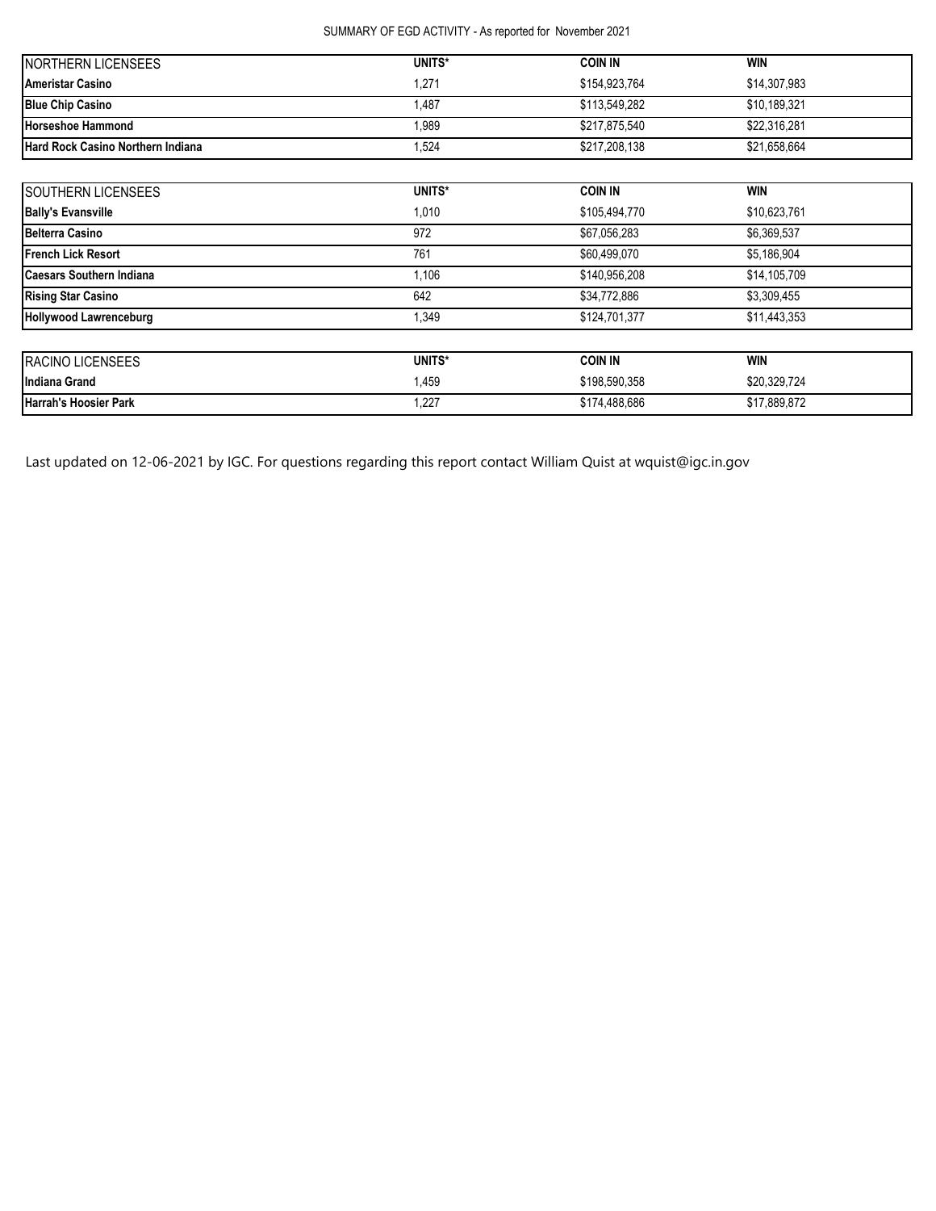SUMMARY OF EGD ACTIVITY - As reported for November 2021

| NORTHERN LICENSEES | UNITS* | COIN IN | WIN |
|---|---|---|---|
| **Ameristar Casino** | 1,271 | $154,923,764 | $14,307,983 |
| **Blue Chip Casino** | 1,487 | $113,549,282 | $10,189,321 |
| **Horseshoe Hammond** | 1,989 | $217,875,540 | $22,316,281 |
| **Hard Rock Casino Northern Indiana** | 1,524 | $217,208,138 | $21,658,664 |

| SOUTHERN LICENSEES | UNITS* | COIN IN | WIN |
|---|---|---|---|
| **Bally's Evansville** | 1,010 | $105,494,770 | $10,623,761 |
| **Belterra Casino** | 972 | $67,056,283 | $6,369,537 |
| **French Lick Resort** | 761 | $60,499,070 | $5,186,904 |
| **Caesars Southern Indiana** | 1,106 | $140,956,208 | $14,105,709 |
| **Rising Star Casino** | 642 | $34,772,886 | $3,309,455 |
| **Hollywood Lawrenceburg** | 1,349 | $124,701,377 | $11,443,353 |

| RACINO LICENSEES | UNITS* | COIN IN | WIN |
|---|---|---|---|
| **Indiana Grand** | 1,459 | $198,590,358 | $20,329,724 |
| **Harrah's Hoosier Park** | 1,227 | $174,488,686 | $17,889,872 |

Last updated on 12-06-2021 by IGC. For questions regarding this report contact William Quist at wquist@igc.in.gov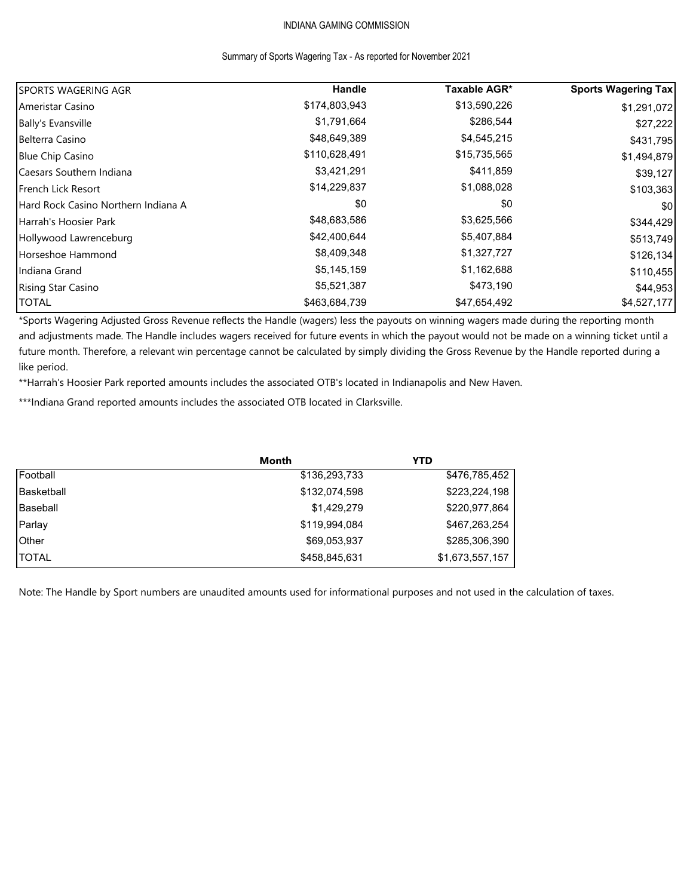INDIANA GAMING COMMISSION

Summary of Sports Wagering Tax - As reported for November 2021

| SPORTS WAGERING AGR | Handle | Taxable AGR* | Sports Wagering Tax |
|---|---|---|---|
| Ameristar Casino | $174,803,943 | $13,590,226 | $1,291,072 |
| Bally's Evansville | $1,791,664 | $286,544 | $27,222 |
| Belterra Casino | $48,649,389 | $4,545,215 | $431,795 |
| Blue Chip Casino | $110,628,491 | $15,735,565 | $1,494,879 |
| Caesars Southern Indiana | $3,421,291 | $411,859 | $39,127 |
| French Lick Resort | $14,229,837 | $1,088,028 | $103,363 |
| Hard Rock Casino Northern Indiana A | $0 | $0 | $0 |
| Harrah's Hoosier Park | $48,683,586 | $3,625,566 | $344,429 |
| Hollywood Lawrenceburg | $42,400,644 | $5,407,884 | $513,749 |
| Horseshoe Hammond | $8,409,348 | $1,327,727 | $126,134 |
| Indiana Grand | $5,145,159 | $1,162,688 | $110,455 |
| Rising Star Casino | $5,521,387 | $473,190 | $44,953 |
| TOTAL | $463,684,739 | $47,654,492 | $4,527,177 |

*Sports Wagering Adjusted Gross Revenue reflects the Handle (wagers) less the payouts on winning wagers made during the reporting month and adjustments made. The Handle includes wagers received for future events in which the payout would not be made on a winning ticket until a future month. Therefore, a relevant win percentage cannot be calculated by simply dividing the Gross Revenue by the Handle reported during a like period.

**Harrah's Hoosier Park reported amounts includes the associated OTB's located in Indianapolis and New Haven.

***Indiana Grand reported amounts includes the associated OTB located in Clarksville.

| | Month | YTD |
|---|---|---|
| Football | $136,293,733 | $476,785,452 |
| Basketball | $132,074,598 | $223,224,198 |
| Baseball | $1,429,279 | $220,977,864 |
| Parlay | $119,994,084 | $467,263,254 |
| Other | $69,053,937 | $285,306,390 |
| TOTAL | $458,845,631 | $1,673,557,157 |

Note: The Handle by Sport numbers are unaudited amounts used for informational purposes and not used in the calculation of taxes.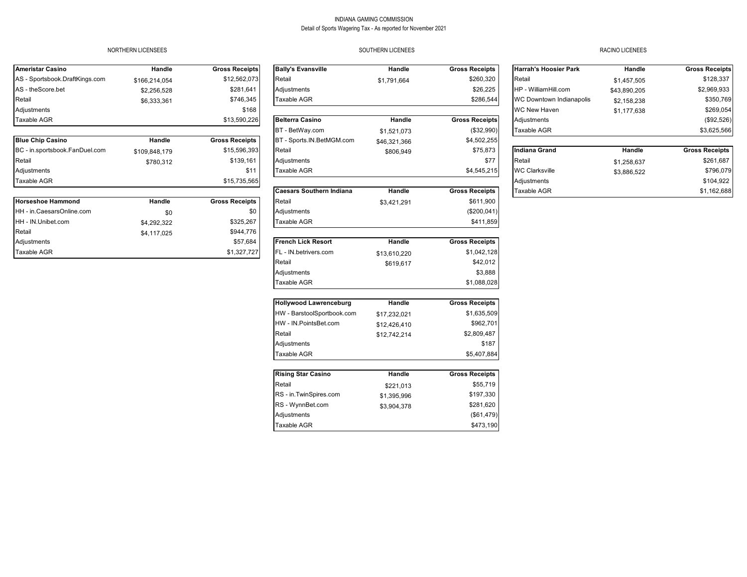INDIANA GAMING COMMISSION

Detail of Sports Wagering Tax - As reported for November 2021

NORTHERN LICENSEES

| Ameristar Casino | Handle | Gross Receipts |
|---|---|---|
| AS - Sportsbook.DraftKings.com | $166,214,054 | $12,562,073 |
| AS - theScore.bet | $2,256,528 | $281,641 |
| Retail | $6,333,361 | $746,345 |
| Adjustments | | $168 |
| Taxable AGR | | $13,590,226 |

| Blue Chip Casino | Handle | Gross Receipts |
|---|---|---|
| BC - in.sportsbook.FanDuel.com | $109,848,179 | $15,596,393 |
| Retail | $780,312 | $139,161 |
| Adjustments | | $11 |
| Taxable AGR | | $15,735,565 |

| Horseshoe Hammond | Handle | Gross Receipts |
|---|---|---|
| HH - in.CaesarsOnline.com | $0 | $0 |
| HH - IN.Unibet.com | $4,292,322 | $325,267 |
| Retail | $4,117,025 | $944,776 |
| Adjustments | | $57,684 |
| Taxable AGR | | $1,327,727 |

SOUTHERN LICENEES

| Bally's Evansville | Handle | Gross Receipts |
|---|---|---|
| Retail | $1,791,664 | $260,320 |
| Adjustments | | $26,225 |
| Taxable AGR | | $286,544 |

| Belterra Casino | Handle | Gross Receipts |
|---|---|---|
| BT - BetWay.com | $1,521,073 | ($32,990) |
| BT - Sports.IN.BetMGM.com | $46,321,366 | $4,502,255 |
| Retail | $806,949 | $75,873 |
| Adjustments | | $77 |
| Taxable AGR | | $4,545,215 |

| Caesars Southern Indiana | Handle | Gross Receipts |
|---|---|---|
| Retail | $3,421,291 | $611,900 |
| Adjustments | | ($200,041) |
| Taxable AGR | | $411,859 |

| French Lick Resort | Handle | Gross Receipts |
|---|---|---|
| FL - IN.betrivers.com | $13,610,220 | $1,042,128 |
| Retail | $619,617 | $42,012 |
| Adjustments | | $3,888 |
| Taxable AGR | | $1,088,028 |

| Hollywood Lawrenceburg | Handle | Gross Receipts |
|---|---|---|
| HW - BarstoolSportbook.com | $17,232,021 | $1,635,509 |
| HW - IN.PointsBet.com | $12,426,410 | $962,701 |
| Retail | $12,742,214 | $2,809,487 |
| Adjustments | | $187 |
| Taxable AGR | | $5,407,884 |

| Rising Star Casino | Handle | Gross Receipts |
|---|---|---|
| Retail | $221,013 | $55,719 |
| RS - in.TwinSpires.com | $1,395,996 | $197,330 |
| RS - WynnBet.com | $3,904,378 | $281,620 |
| Adjustments | | ($61,479) |
| Taxable AGR | | $473,190 |

RACINO LICENEES

| Harrah's Hoosier Park | Handle | Gross Receipts |
|---|---|---|
| Retail | $1,457,505 | $128,337 |
| HP - WilliamHill.com | $43,890,205 | $2,969,933 |
| WC Downtown Indianapolis | $2,158,238 | $350,769 |
| WC New Haven | $1,177,638 | $269,054 |
| Adjustments | | ($92,526) |
| Taxable AGR | | $3,625,566 |

| Indiana Grand | Handle | Gross Receipts |
|---|---|---|
| Retail | $1,258,637 | $261,687 |
| WC Clarksville | $3,886,522 | $796,079 |
| Adjustments | | $104,922 |
| Taxable AGR | | $1,162,688 |